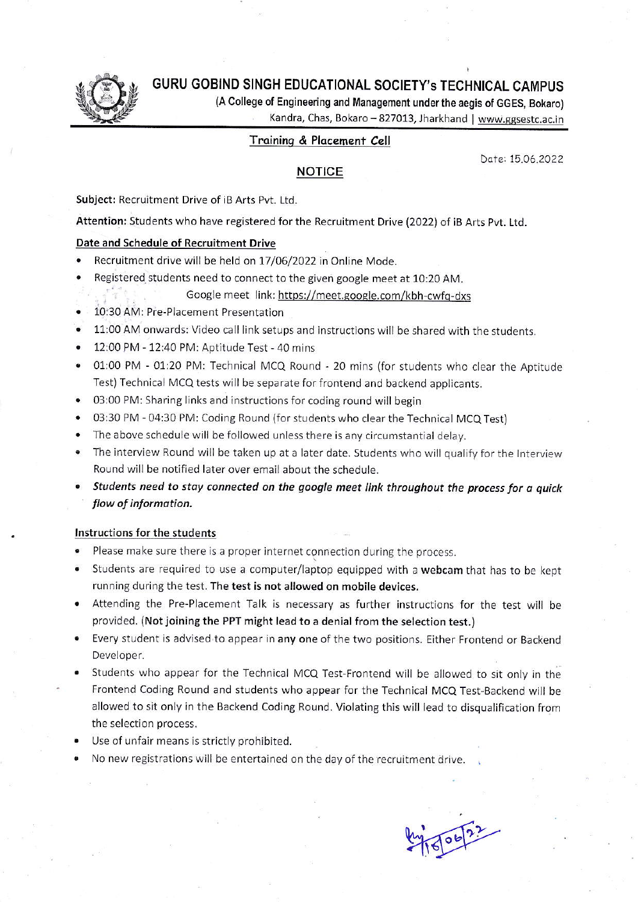# GURU GOBIND SINGH EDUCATIONAL SOCIETY's TECHNICAL CAMPUS

(A College of Engineering and Management under the aegis of GGES, Bokaro)

Kandra, Chas, Bokaro – 827013, Jharkhand | www.ggsestc.ac.in

## Training & Placement Cell

Date: 15.06.2022

## NOTICE

**Subject:** Recruitment Drive of iB Arts Pvt. Ltd.

**Attention:** Students who have registered for the Recruitment Drive (2022) of iB Arts Pvt. Ltd.

### Date and Schedule of Recruitment Drive

- Recruitment drive will be held on 17/06/2022 in Online Mode.
- Registered students need to connect to the given google meet at 10:20 AM.
  Google meet link: https://meet.google.com/kbh-cwfq-dxs
- 10:30 AM: Pre-Placement Presentation
- 11:00 AM onwards: Video call link setups and instructions will be shared with the students.
- 12:00 PM - 12:40 PM: Aptitude Test - 40 mins
- 01:00 PM - 01:20 PM: Technical MCQ Round - 20 mins (for students who clear the Aptitude Test) Technical MCQ tests will be separate for frontend and backend applicants.
- 03:00 PM: Sharing links and instructions for coding round will begin
- 03:30 PM - 04:30 PM: Coding Round (for students who clear the Technical MCQ Test)
- The above schedule will be followed unless there is any circumstantial delay.
- The interview Round will be taken up at a later date. Students who will qualify for the Interview Round will be notified later over email about the schedule.
- ***Students need to stay connected on the google meet link throughout the process for a quick flow of information.***

### Instructions for the students

- Please make sure there is a proper internet connection during the process.
- Students are required to use a computer/laptop equipped with a **webcam** that has to be kept running during the test. **The test is not allowed on mobile devices.**
- Attending the Pre-Placement Talk is necessary as further instructions for the test will be provided. (**Not joining the PPT might lead to a denial from the selection test.**)
- Every student is advised to appear in **any one** of the two positions. Either Frontend or Backend Developer.
- Students who appear for the Technical MCQ Test-Frontend will be allowed to sit only in the Frontend Coding Round and students who appear for the Technical MCQ Test-Backend will be allowed to sit only in the Backend Coding Round. Violating this will lead to disqualification from the selection process.
- Use of unfair means is strictly prohibited.
- No new registrations will be entertained on the day of the recruitment drive.

15/06/22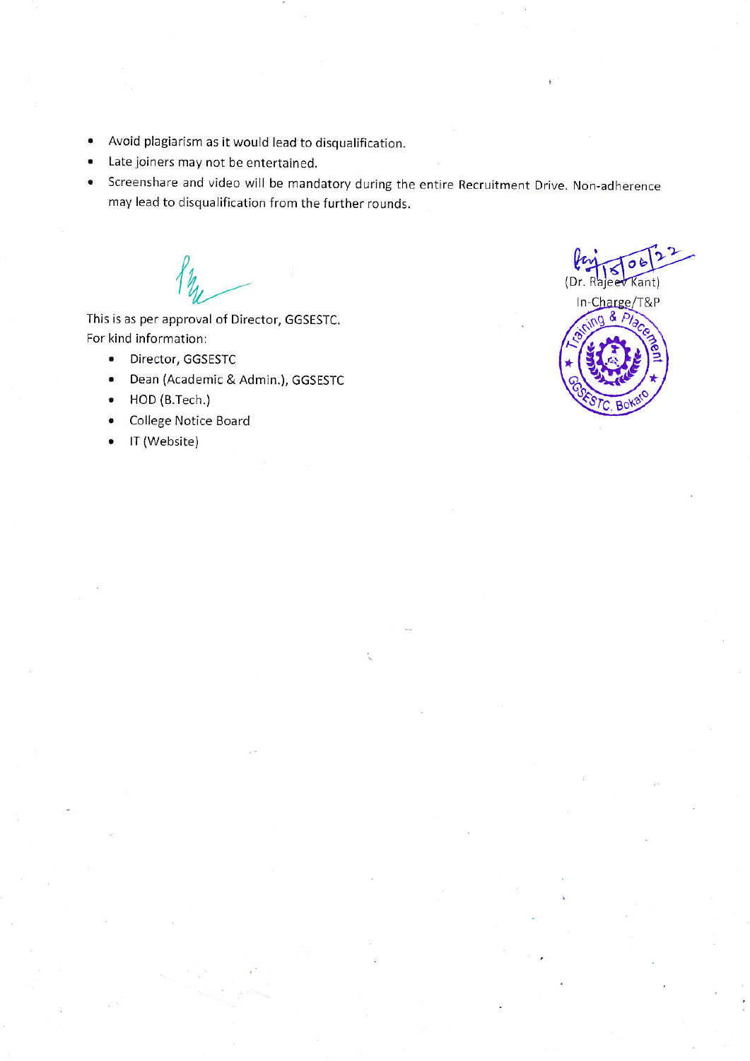- Avoid plagiarism as it would lead to disqualification.
- Late joiners may not be entertained.
- Screenshare and video will be mandatory during the entire Recruitment Drive. Non-adherence may lead to disqualification from the further rounds.

This is as per approval of Director, GGSESTC.
For kind information:

- Director, GGSESTC
- Dean (Academic & Admin.), GGSESTC
- HOD (B.Tech.)
- College Notice Board
- IT (Website)

15/06/22
(Dr. Rajeev Kant)
In-Charge/T&P